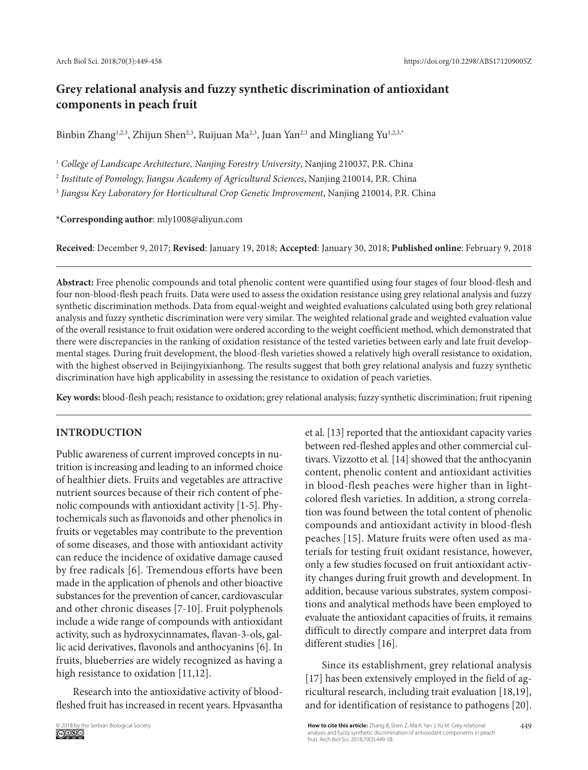# Grey relational analysis and fuzzy synthetic discrimination of antioxidant components in peach fruit

Binbin Zhang[1,2,3], Zhijun Shen[2,3], Ruijuan Ma[2,3], Juan Yan[2,3] and Mingliang Yu[1,2,3,*]

[1] *College of Landscape Architecture, Nanjing Forestry University*, Nanjing 210037, P.R. China

[2] *Institute of Pomology, Jiangsu Academy of Agricultural Sciences*, Nanjing 210014, P.R. China

[3] *Jiangsu Key Laboratory for Horticultural Crop Genetic Improvement*, Nanjing 210014, P.R. China

***Corresponding author**: mly1008@aliyun.com

**Received**: December 9, 2017; **Revised**: January 19, 2018; **Accepted**: January 30, 2018; **Published online**: February 9, 2018

**Abstract:** Free phenolic compounds and total phenolic content were quantified using four stages of four blood-flesh and four non-blood-flesh peach fruits. Data were used to assess the oxidation resistance using grey relational analysis and fuzzy synthetic discrimination methods. Data from equal-weight and weighted evaluations calculated using both grey relational analysis and fuzzy synthetic discrimination were very similar. The weighted relational grade and weighted evaluation value of the overall resistance to fruit oxidation were ordered according to the weight coefficient method, which demonstrated that there were discrepancies in the ranking of oxidation resistance of the tested varieties between early and late fruit developmental stages. During fruit development, the blood-flesh varieties showed a relatively high overall resistance to oxidation, with the highest observed in Beijingyixianhong. The results suggest that both grey relational analysis and fuzzy synthetic discrimination have high applicability in assessing the resistance to oxidation of peach varieties.

**Key words:** blood-flesh peach; resistance to oxidation; grey relational analysis; fuzzy synthetic discrimination; fruit ripening

## INTRODUCTION

Public awareness of current improved concepts in nutrition is increasing and leading to an informed choice of healthier diets. Fruits and vegetables are attractive nutrient sources because of their rich content of phenolic compounds with antioxidant activity [1-5]. Phytochemicals such as flavonoids and other phenolics in fruits or vegetables may contribute to the prevention of some diseases, and those with antioxidant activity can reduce the incidence of oxidative damage caused by free radicals [6]. Tremendous efforts have been made in the application of phenols and other bioactive substances for the prevention of cancer, cardiovascular and other chronic diseases [7-10]. Fruit polyphenols include a wide range of compounds with antioxidant activity, such as hydroxycinnamates, flavan-3-ols, gallic acid derivatives, flavonols and anthocyanins [6]. In fruits, blueberries are widely recognized as having a high resistance to oxidation [11,12].

Research into the antioxidative activity of blood-fleshed fruit has increased in recent years. Hpvasantha et al. [13] reported that the antioxidant capacity varies between red-fleshed apples and other commercial cultivars. Vizzotto et al. [14] showed that the anthocyanin content, phenolic content and antioxidant activities in blood-flesh peaches were higher than in light-colored flesh varieties. In addition, a strong correlation was found between the total content of phenolic compounds and antioxidant activity in blood-flesh peaches [15]. Mature fruits were often used as materials for testing fruit oxidant resistance, however, only a few studies focused on fruit antioxidant activity changes during fruit growth and development. In addition, because various substrates, system compositions and analytical methods have been employed to evaluate the antioxidant capacities of fruits, it remains difficult to directly compare and interpret data from different studies [16].

Since its establishment, grey relational analysis [17] has been extensively employed in the field of agricultural research, including trait evaluation [18,19], and for identification of resistance to pathogens [20].

© 2018 by the Serbian Biological Society

**How to cite this article:** Zhang B, Shen Z, Ma R, Yan J, Yu M. Grey relational analysis and fuzzy synthetic discrimination of antioxidant components in peach fruit. Arch Biol Sci. 2018;70(3):449-58.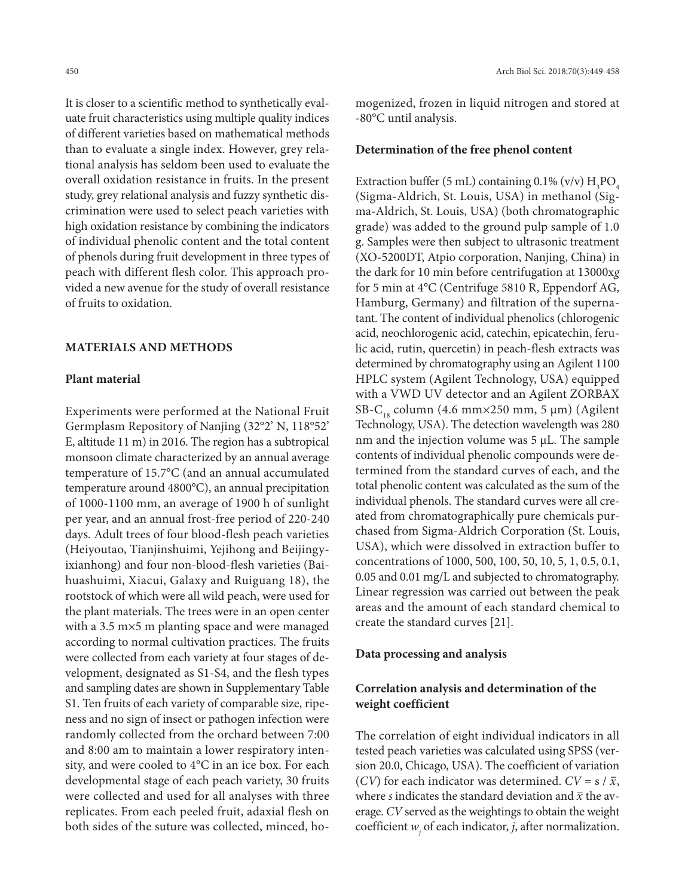It is closer to a scientific method to synthetically evaluate fruit characteristics using multiple quality indices of different varieties based on mathematical methods than to evaluate a single index. However, grey relational analysis has seldom been used to evaluate the overall oxidation resistance in fruits. In the present study, grey relational analysis and fuzzy synthetic discrimination were used to select peach varieties with high oxidation resistance by combining the indicators of individual phenolic content and the total content of phenols during fruit development in three types of peach with different flesh color. This approach provided a new avenue for the study of overall resistance of fruits to oxidation.

## MATERIALS AND METHODS

### Plant material

Experiments were performed at the National Fruit Germplasm Repository of Nanjing (32°2' N, 118°52' E, altitude 11 m) in 2016. The region has a subtropical monsoon climate characterized by an annual average temperature of 15.7°C (and an annual accumulated temperature around 4800°C), an annual precipitation of 1000-1100 mm, an average of 1900 h of sunlight per year, and an annual frost-free period of 220-240 days. Adult trees of four blood-flesh peach varieties (Heiyoutao, Tianjinshuimi, Yejihong and Beijingyixianhong) and four non-blood-flesh varieties (Baihuashuimi, Xiacui, Galaxy and Ruiguang 18), the rootstock of which were all wild peach, were used for the plant materials. The trees were in an open center with a 3.5 m×5 m planting space and were managed according to normal cultivation practices. The fruits were collected from each variety at four stages of development, designated as S1-S4, and the flesh types and sampling dates are shown in Supplementary Table S1. Ten fruits of each variety of comparable size, ripeness and no sign of insect or pathogen infection were randomly collected from the orchard between 7:00 and 8:00 am to maintain a lower respiratory intensity, and were cooled to 4°C in an ice box. For each developmental stage of each peach variety, 30 fruits were collected and used for all analyses with three replicates. From each peeled fruit, adaxial flesh on both sides of the suture was collected, minced, homogenized, frozen in liquid nitrogen and stored at -80°C until analysis.

### Determination of the free phenol content

Extraction buffer (5 mL) containing 0.1% (v/v) $H_3PO_4$ (Sigma-Aldrich, St. Louis, USA) in methanol (Sigma-Aldrich, St. Louis, USA) (both chromatographic grade) was added to the ground pulp sample of 1.0 g. Samples were then subject to ultrasonic treatment (XO-5200DT, Atpio corporation, Nanjing, China) in the dark for 10 min before centrifugation at 13000x*g* for 5 min at 4°C (Centrifuge 5810 R, Eppendorf AG, Hamburg, Germany) and filtration of the supernatant. The content of individual phenolics (chlorogenic acid, neochlorogenic acid, catechin, epicatechin, ferulic acid, rutin, quercetin) in peach-flesh extracts was determined by chromatography using an Agilent 1100 HPLC system (Agilent Technology, USA) equipped with a VWD UV detector and an Agilent ZORBAX SB-$C_{18}$ column (4.6 mm×250 mm, 5 μm) (Agilent Technology, USA). The detection wavelength was 280 nm and the injection volume was 5 μL. The sample contents of individual phenolic compounds were determined from the standard curves of each, and the total phenolic content was calculated as the sum of the individual phenols. The standard curves were all created from chromatographically pure chemicals purchased from Sigma-Aldrich Corporation (St. Louis, USA), which were dissolved in extraction buffer to concentrations of 1000, 500, 100, 50, 10, 5, 1, 0.5, 0.1, 0.05 and 0.01 mg/L and subjected to chromatography. Linear regression was carried out between the peak areas and the amount of each standard chemical to create the standard curves [21].

### Data processing and analysis

### Correlation analysis and determination of the weight coefficient

The correlation of eight individual indicators in all tested peach varieties was calculated using SPSS (version 20.0, Chicago, USA). The coefficient of variation ($CV$) for each indicator was determined. $CV = s / \bar{x}$, where $s$ indicates the standard deviation and $\bar{x}$ the average. $CV$ served as the weightings to obtain the weight coefficient $w_j$ of each indicator, $j$, after normalization.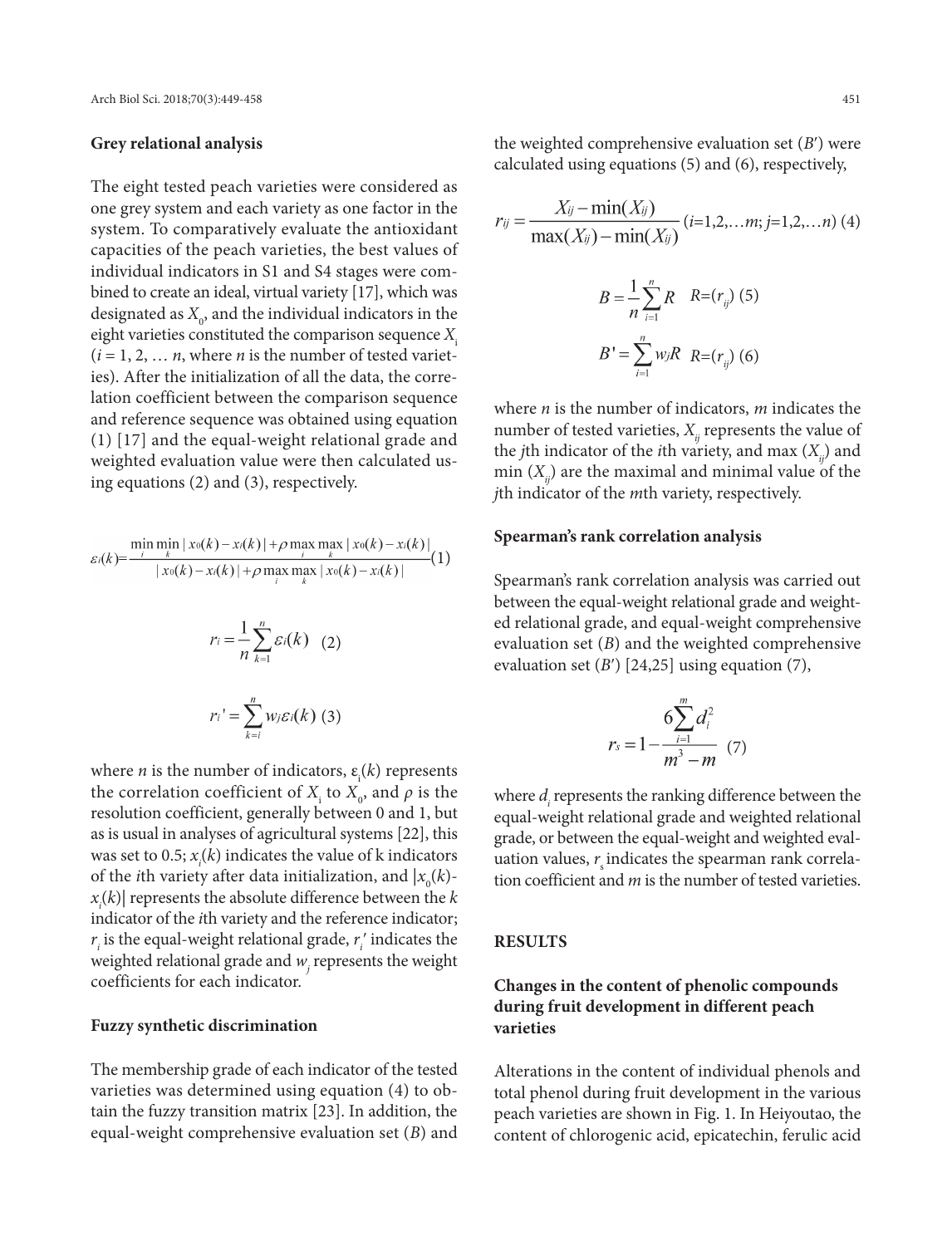### Grey relational analysis

The eight tested peach varieties were considered as one grey system and each variety as one factor in the system. To comparatively evaluate the antioxidant capacities of the peach varieties, the best values of individual indicators in S1 and S4 stages were combined to create an ideal, virtual variety [17], which was designated as $X_0$, and the individual indicators in the eight varieties constituted the comparison sequence $X_i$ ($i = 1, 2, \ldots n$, where $n$ is the number of tested varieties). After the initialization of all the data, the correlation coefficient between the comparison sequence and reference sequence was obtained using equation (1) [17] and the equal-weight relational grade and weighted evaluation value were then calculated using equations (2) and (3), respectively.

$$\varepsilon_i(k)=\frac{\min\limits_i \min\limits_k |x_0(k)-x_i(k)|+\rho \max\limits_i \max\limits_k |x_0(k)-x_i(k)|}{|x_0(k)-x_i(k)|+\rho \max\limits_i \max\limits_k |x_0(k)-x_i(k)|} \quad (1)$$

$$r_i=\frac{1}{n}\sum_{k=1}^{n}\varepsilon_i(k) \quad (2)$$

$$r_i'=\sum_{k=i}^{n}w_j\varepsilon_i(k) \quad (3)$$

where $n$ is the number of indicators, $\varepsilon_i(k)$ represents the correlation coefficient of $X_i$ to $X_0$, and $\rho$ is the resolution coefficient, generally between 0 and 1, but as is usual in analyses of agricultural systems [22], this was set to 0.5; $x_i(k)$ indicates the value of k indicators of the $i$th variety after data initialization, and $|x_0(k)-x_i(k)|$ represents the absolute difference between the $k$ indicator of the $i$th variety and the reference indicator; $r_i$ is the equal-weight relational grade, $r_i'$ indicates the weighted relational grade and $w_j$ represents the weight coefficients for each indicator.

### Fuzzy synthetic discrimination

The membership grade of each indicator of the tested varieties was determined using equation (4) to obtain the fuzzy transition matrix [23]. In addition, the equal-weight comprehensive evaluation set ($B$) and the weighted comprehensive evaluation set ($B'$) were calculated using equations (5) and (6), respectively,

$$r_{ij}=\frac{X_{ij}-\min(X_{ij})}{\max(X_{ij})-\min(X_{ij})} \; (i=1,2,\ldots m;\, j=1,2,\ldots n) \quad (4)$$

$$B=\frac{1}{n}\sum_{i=1}^{n}R \quad R=(r_{ij}) \quad (5)$$

$$B'=\sum_{i=1}^{n}w_jR \quad R=(r_{ij}) \quad (6)$$

where $n$ is the number of indicators, $m$ indicates the number of tested varieties, $X_{ij}$ represents the value of the $j$th indicator of the $i$th variety, and max ($X_{ij}$) and min ($X_{ij}$) are the maximal and minimal value of the $j$th indicator of the $m$th variety, respectively.

### Spearman's rank correlation analysis

Spearman's rank correlation analysis was carried out between the equal-weight relational grade and weighted relational grade, and equal-weight comprehensive evaluation set ($B$) and the weighted comprehensive evaluation set ($B'$) [24,25] using equation (7),

$$r_s=1-\frac{6\sum_{i=1}^{m}d_i^2}{m^3-m} \quad (7)$$

where $d_i$ represents the ranking difference between the equal-weight relational grade and weighted relational grade, or between the equal-weight and weighted evaluation values, $r_s$ indicates the spearman rank correlation coefficient and $m$ is the number of tested varieties.

## RESULTS

### Changes in the content of phenolic compounds during fruit development in different peach varieties

Alterations in the content of individual phenols and total phenol during fruit development in the various peach varieties are shown in Fig. 1. In Heiyoutao, the content of chlorogenic acid, epicatechin, ferulic acid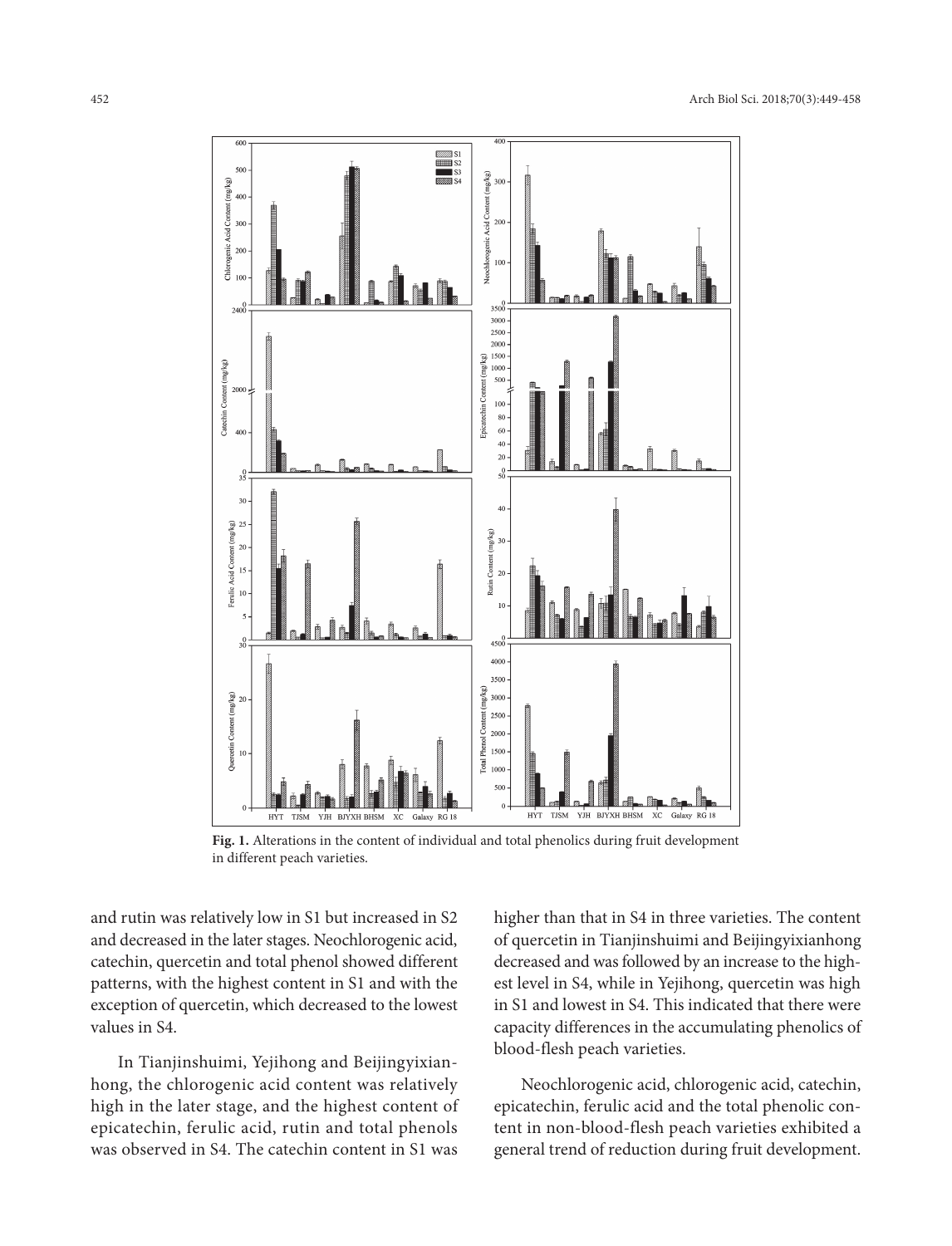**Fig. 1.** Alterations in the content of individual and total phenolics during fruit development in different peach varieties.

and rutin was relatively low in S1 but increased in S2 and decreased in the later stages. Neochlorogenic acid, catechin, quercetin and total phenol showed different patterns, with the highest content in S1 and with the exception of quercetin, which decreased to the lowest values in S4.

In Tianjinshuimi, Yejihong and Beijingyixianhong, the chlorogenic acid content was relatively high in the later stage, and the highest content of epicatechin, ferulic acid, rutin and total phenols was observed in S4. The catechin content in S1 was higher than that in S4 in three varieties. The content of quercetin in Tianjinshuimi and Beijingyixianhong decreased and was followed by an increase to the highest level in S4, while in Yejihong, quercetin was high in S1 and lowest in S4. This indicated that there were capacity differences in the accumulating phenolics of blood-flesh peach varieties.

Neochlorogenic acid, chlorogenic acid, catechin, epicatechin, ferulic acid and the total phenolic content in non-blood-flesh peach varieties exhibited a general trend of reduction during fruit development.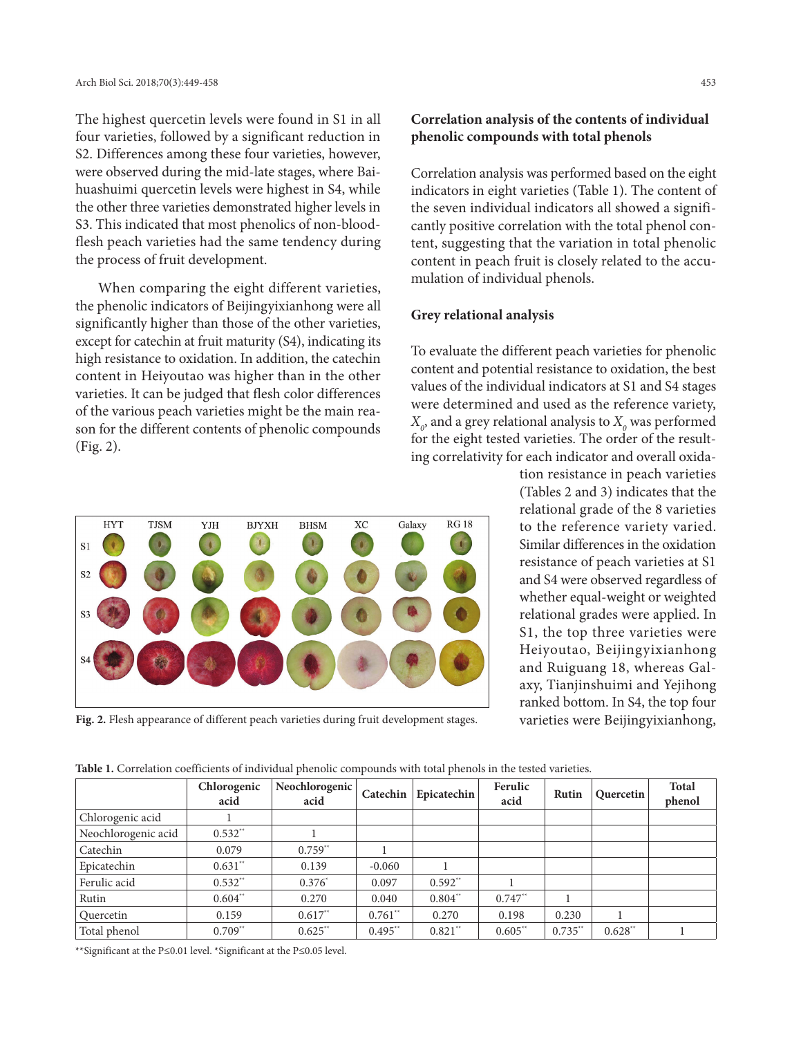The highest quercetin levels were found in S1 in all four varieties, followed by a significant reduction in S2. Differences among these four varieties, however, were observed during the mid-late stages, where Baihuashuimi quercetin levels were highest in S4, while the other three varieties demonstrated higher levels in S3. This indicated that most phenolics of non-blood-flesh peach varieties had the same tendency during the process of fruit development.

When comparing the eight different varieties, the phenolic indicators of Beijingyixianhong were all significantly higher than those of the other varieties, except for catechin at fruit maturity (S4), indicating its high resistance to oxidation. In addition, the catechin content in Heiyoutao was higher than in the other varieties. It can be judged that flesh color differences of the various peach varieties might be the main reason for the different contents of phenolic compounds (Fig. 2).

Fig. 2. Flesh appearance of different peach varieties during fruit development stages.

### Correlation analysis of the contents of individual phenolic compounds with total phenols

Correlation analysis was performed based on the eight indicators in eight varieties (Table 1). The content of the seven individual indicators all showed a significantly positive correlation with the total phenol content, suggesting that the variation in total phenolic content in peach fruit is closely related to the accumulation of individual phenols.

### Grey relational analysis

To evaluate the different peach varieties for phenolic content and potential resistance to oxidation, the best values of the individual indicators at S1 and S4 stages were determined and used as the reference variety, $X_0$, and a grey relational analysis to $X_0$ was performed for the eight tested varieties. The order of the resulting correlativity for each indicator and overall oxidation resistance in peach varieties (Tables 2 and 3) indicates that the relational grade of the 8 varieties to the reference variety varied. Similar differences in the oxidation resistance of peach varieties at S1 and S4 were observed regardless of whether equal-weight or weighted relational grades were applied. In S1, the top three varieties were Heiyoutao, Beijingyixianhong and Ruiguang 18, whereas Galaxy, Tianjinshuimi and Yejihong ranked bottom. In S4, the top four varieties were Beijingyixianhong,

Table 1. Correlation coefficients of individual phenolic compounds with total phenols in the tested varieties.

| | Chlorogenic acid | Neochlorogenic acid | Catechin | Epicatechin | Ferulic acid | Rutin | Quercetin | Total phenol |
|---|---|---|---|---|---|---|---|---|
| Chlorogenic acid | 1 | | | | | | | |
| Neochlorogenic acid | 0.532** | 1 | | | | | | |
| Catechin | 0.079 | 0.759** | 1 | | | | | |
| Epicatechin | 0.631** | 0.139 | -0.060 | 1 | | | | |
| Ferulic acid | 0.532** | 0.376* | 0.097 | 0.592** | 1 | | | |
| Rutin | 0.604** | 0.270 | 0.040 | 0.804** | 0.747** | 1 | | |
| Quercetin | 0.159 | 0.617** | 0.761** | 0.270 | 0.198 | 0.230 | 1 | |
| Total phenol | 0.709** | 0.625** | 0.495** | 0.821** | 0.605** | 0.735** | 0.628** | 1 |

**Significant at the P≤0.01 level. *Significant at the P≤0.05 level.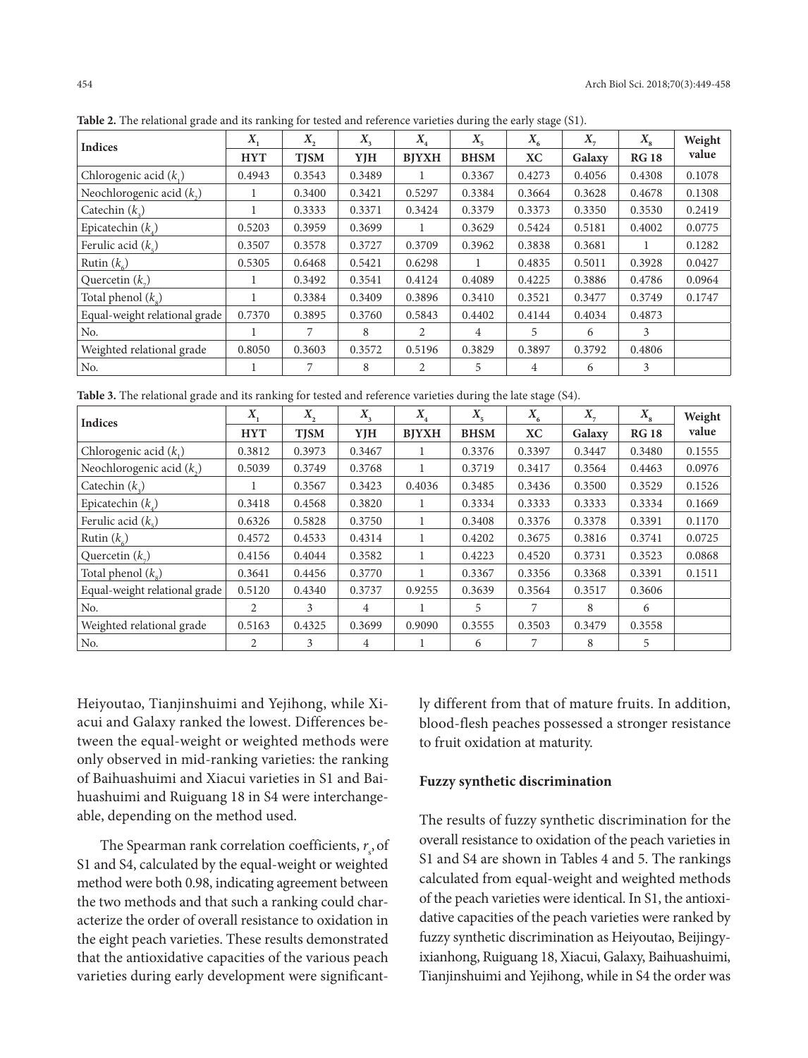**Table 2.** The relational grade and its ranking for tested and reference varieties during the early stage (S1).

| Indices | $X_1$ | $X_2$ | $X_3$ | $X_4$ | $X_5$ | $X_6$ | $X_7$ | $X_8$ | Weight value |
|---|---|---|---|---|---|---|---|---|---|
| | **HYT** | **TJSM** | **YJH** | **BJYXH** | **BHSM** | **XC** | **Galaxy** | **RG 18** | |
| Chlorogenic acid ($k_1$) | 0.4943 | 0.3543 | 0.3489 | 1 | 0.3367 | 0.4273 | 0.4056 | 0.4308 | 0.1078 |
| Neochlorogenic acid ($k_2$) | 1 | 0.3400 | 0.3421 | 0.5297 | 0.3384 | 0.3664 | 0.3628 | 0.4678 | 0.1308 |
| Catechin ($k_3$) | 1 | 0.3333 | 0.3371 | 0.3424 | 0.3379 | 0.3373 | 0.3350 | 0.3530 | 0.2419 |
| Epicatechin ($k_4$) | 0.5203 | 0.3959 | 0.3699 | 1 | 0.3629 | 0.5424 | 0.5181 | 0.4002 | 0.0775 |
| Ferulic acid ($k_5$) | 0.3507 | 0.3578 | 0.3727 | 0.3709 | 0.3962 | 0.3838 | 0.3681 | 1 | 0.1282 |
| Rutin ($k_6$) | 0.5305 | 0.6468 | 0.5421 | 0.6298 | 1 | 0.4835 | 0.5011 | 0.3928 | 0.0427 |
| Quercetin ($k_7$) | 1 | 0.3492 | 0.3541 | 0.4124 | 0.4089 | 0.4225 | 0.3886 | 0.4786 | 0.0964 |
| Total phenol ($k_8$) | 1 | 0.3384 | 0.3409 | 0.3896 | 0.3410 | 0.3521 | 0.3477 | 0.3749 | 0.1747 |
| Equal-weight relational grade | 0.7370 | 0.3895 | 0.3760 | 0.5843 | 0.4402 | 0.4144 | 0.4034 | 0.4873 | |
| No. | 1 | 7 | 8 | 2 | 4 | 5 | 6 | 3 | |
| Weighted relational grade | 0.8050 | 0.3603 | 0.3572 | 0.5196 | 0.3829 | 0.3897 | 0.3792 | 0.4806 | |
| No. | 1 | 7 | 8 | 2 | 5 | 4 | 6 | 3 | |

**Table 3.** The relational grade and its ranking for tested and reference varieties during the late stage (S4).

| Indices | $X_1$ | $X_2$ | $X_3$ | $X_4$ | $X_5$ | $X_6$ | $X_7$ | $X_8$ | Weight value |
|---|---|---|---|---|---|---|---|---|---|
| | **HYT** | **TJSM** | **YJH** | **BJYXH** | **BHSM** | **XC** | **Galaxy** | **RG 18** | |
| Chlorogenic acid ($k_1$) | 0.3812 | 0.3973 | 0.3467 | 1 | 0.3376 | 0.3397 | 0.3447 | 0.3480 | 0.1555 |
| Neochlorogenic acid ($k_2$) | 0.5039 | 0.3749 | 0.3768 | 1 | 0.3719 | 0.3417 | 0.3564 | 0.4463 | 0.0976 |
| Catechin ($k_3$) | 1 | 0.3567 | 0.3423 | 0.4036 | 0.3485 | 0.3436 | 0.3500 | 0.3529 | 0.1526 |
| Epicatechin ($k_4$) | 0.3418 | 0.4568 | 0.3820 | 1 | 0.3334 | 0.3333 | 0.3333 | 0.3334 | 0.1669 |
| Ferulic acid ($k_5$) | 0.6326 | 0.5828 | 0.3750 | 1 | 0.3408 | 0.3376 | 0.3378 | 0.3391 | 0.1170 |
| Rutin ($k_6$) | 0.4572 | 0.4533 | 0.4314 | 1 | 0.4202 | 0.3675 | 0.3816 | 0.3741 | 0.0725 |
| Quercetin ($k_7$) | 0.4156 | 0.4044 | 0.3582 | 1 | 0.4223 | 0.4520 | 0.3731 | 0.3523 | 0.0868 |
| Total phenol ($k_8$) | 0.3641 | 0.4456 | 0.3770 | 1 | 0.3367 | 0.3356 | 0.3368 | 0.3391 | 0.1511 |
| Equal-weight relational grade | 0.5120 | 0.4340 | 0.3737 | 0.9255 | 0.3639 | 0.3564 | 0.3517 | 0.3606 | |
| No. | 2 | 3 | 4 | 1 | 5 | 7 | 8 | 6 | |
| Weighted relational grade | 0.5163 | 0.4325 | 0.3699 | 0.9090 | 0.3555 | 0.3503 | 0.3479 | 0.3558 | |
| No. | 2 | 3 | 4 | 1 | 6 | 7 | 8 | 5 | |

Heiyoutao, Tianjinshuimi and Yejihong, while Xiacui and Galaxy ranked the lowest. Differences between the equal-weight or weighted methods were only observed in mid-ranking varieties: the ranking of Baihuashuimi and Xiacui varieties in S1 and Baihuashuimi and Ruiguang 18 in S4 were interchangeable, depending on the method used.

The Spearman rank correlation coefficients, $r_s$, of S1 and S4, calculated by the equal-weight or weighted method were both 0.98, indicating agreement between the two methods and that such a ranking could characterize the order of overall resistance to oxidation in the eight peach varieties. These results demonstrated that the antioxidative capacities of the various peach varieties during early development were significantly different from that of mature fruits. In addition, blood-flesh peaches possessed a stronger resistance to fruit oxidation at maturity.

## Fuzzy synthetic discrimination

The results of fuzzy synthetic discrimination for the overall resistance to oxidation of the peach varieties in S1 and S4 are shown in Tables 4 and 5. The rankings calculated from equal-weight and weighted methods of the peach varieties were identical. In S1, the antioxidative capacities of the peach varieties were ranked by fuzzy synthetic discrimination as Heiyoutao, Beijingyixianhong, Ruiguang 18, Xiacui, Galaxy, Baihuashuimi, Tianjinshuimi and Yejihong, while in S4 the order was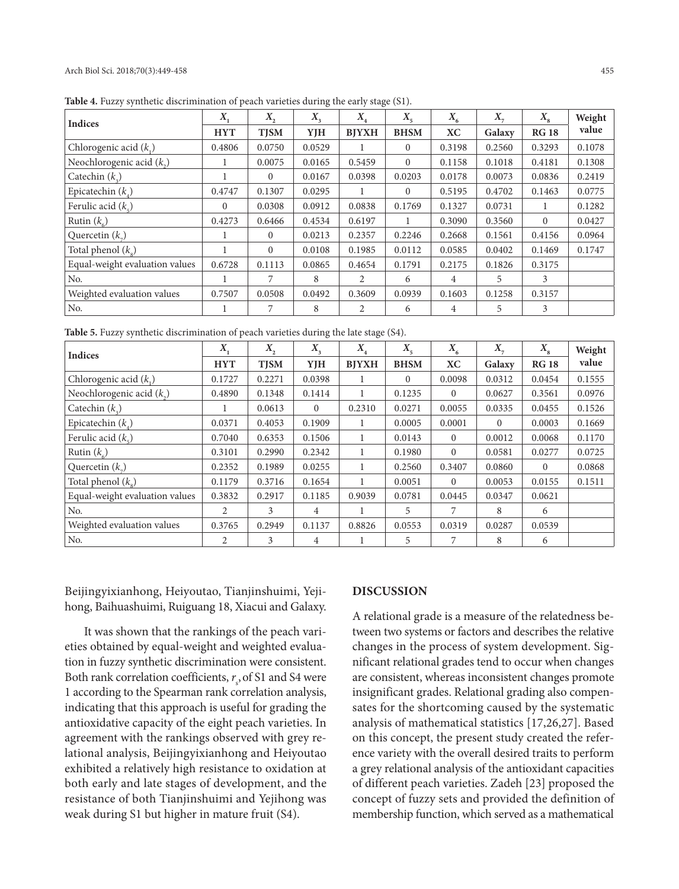**Table 4.** Fuzzy synthetic discrimination of peach varieties during the early stage (S1).

| Indices | $X_1$ | $X_2$ | $X_3$ | $X_4$ | $X_5$ | $X_6$ | $X_7$ | $X_8$ | Weight value |
|---|---|---|---|---|---|---|---|---|---|
| | **HYT** | **TJSM** | **YJH** | **BJYXH** | **BHSM** | **XC** | **Galaxy** | **RG 18** | |
| Chlorogenic acid ($k_1$) | 0.4806 | 0.0750 | 0.0529 | 1 | 0 | 0.3198 | 0.2560 | 0.3293 | 0.1078 |
| Neochlorogenic acid ($k_2$) | 1 | 0.0075 | 0.0165 | 0.5459 | 0 | 0.1158 | 0.1018 | 0.4181 | 0.1308 |
| Catechin ($k_3$) | 1 | 0 | 0.0167 | 0.0398 | 0.0203 | 0.0178 | 0.0073 | 0.0836 | 0.2419 |
| Epicatechin ($k_4$) | 0.4747 | 0.1307 | 0.0295 | 1 | 0 | 0.5195 | 0.4702 | 0.1463 | 0.0775 |
| Ferulic acid ($k_5$) | 0 | 0.0308 | 0.0912 | 0.0838 | 0.1769 | 0.1327 | 0.0731 | 1 | 0.1282 |
| Rutin ($k_6$) | 0.4273 | 0.6466 | 0.4534 | 0.6197 | 1 | 0.3090 | 0.3560 | 0 | 0.0427 |
| Quercetin ($k_7$) | 1 | 0 | 0.0213 | 0.2357 | 0.2246 | 0.2668 | 0.1561 | 0.4156 | 0.0964 |
| Total phenol ($k_8$) | 1 | 0 | 0.0108 | 0.1985 | 0.0112 | 0.0585 | 0.0402 | 0.1469 | 0.1747 |
| Equal-weight evaluation values | 0.6728 | 0.1113 | 0.0865 | 0.4654 | 0.1791 | 0.2175 | 0.1826 | 0.3175 | |
| No. | 1 | 7 | 8 | 2 | 6 | 4 | 5 | 3 | |
| Weighted evaluation values | 0.7507 | 0.0508 | 0.0492 | 0.3609 | 0.0939 | 0.1603 | 0.1258 | 0.3157 | |
| No. | 1 | 7 | 8 | 2 | 6 | 4 | 5 | 3 | |

**Table 5.** Fuzzy synthetic discrimination of peach varieties during the late stage (S4).

| Indices | $X_1$ | $X_2$ | $X_3$ | $X_4$ | $X_5$ | $X_6$ | $X_7$ | $X_8$ | Weight value |
|---|---|---|---|---|---|---|---|---|---|
| | **HYT** | **TJSM** | **YJH** | **BJYXH** | **BHSM** | **XC** | **Galaxy** | **RG 18** | |
| Chlorogenic acid ($k_1$) | 0.1727 | 0.2271 | 0.0398 | 1 | 0 | 0.0098 | 0.0312 | 0.0454 | 0.1555 |
| Neochlorogenic acid ($k_2$) | 0.4890 | 0.1348 | 0.1414 | 1 | 0.1235 | 0 | 0.0627 | 0.3561 | 0.0976 |
| Catechin ($k_3$) | 1 | 0.0613 | 0 | 0.2310 | 0.0271 | 0.0055 | 0.0335 | 0.0455 | 0.1526 |
| Epicatechin ($k_4$) | 0.0371 | 0.4053 | 0.1909 | 1 | 0.0005 | 0.0001 | 0 | 0.0003 | 0.1669 |
| Ferulic acid ($k_5$) | 0.7040 | 0.6353 | 0.1506 | 1 | 0.0143 | 0 | 0.0012 | 0.0068 | 0.1170 |
| Rutin ($k_6$) | 0.3101 | 0.2990 | 0.2342 | 1 | 0.1980 | 0 | 0.0581 | 0.0277 | 0.0725 |
| Quercetin ($k_7$) | 0.2352 | 0.1989 | 0.0255 | 1 | 0.2560 | 0.3407 | 0.0860 | 0 | 0.0868 |
| Total phenol ($k_8$) | 0.1179 | 0.3716 | 0.1654 | 1 | 0.0051 | 0 | 0.0053 | 0.0155 | 0.1511 |
| Equal-weight evaluation values | 0.3832 | 0.2917 | 0.1185 | 0.9039 | 0.0781 | 0.0445 | 0.0347 | 0.0621 | |
| No. | 2 | 3 | 4 | 1 | 5 | 7 | 8 | 6 | |
| Weighted evaluation values | 0.3765 | 0.2949 | 0.1137 | 0.8826 | 0.0553 | 0.0319 | 0.0287 | 0.0539 | |
| No. | 2 | 3 | 4 | 1 | 5 | 7 | 8 | 6 | |

Beijingyixianhong, Heiyoutao, Tianjinshuimi, Yejihong, Baihuashuimi, Ruiguang 18, Xiacui and Galaxy.

It was shown that the rankings of the peach varieties obtained by equal-weight and weighted evaluation in fuzzy synthetic discrimination were consistent. Both rank correlation coefficients, $r_s$, of S1 and S4 were 1 according to the Spearman rank correlation analysis, indicating that this approach is useful for grading the antioxidative capacity of the eight peach varieties. In agreement with the rankings observed with grey relational analysis, Beijingyixianhong and Heiyoutao exhibited a relatively high resistance to oxidation at both early and late stages of development, and the resistance of both Tianjinshuimi and Yejihong was weak during S1 but higher in mature fruit (S4).

## DISCUSSION

A relational grade is a measure of the relatedness between two systems or factors and describes the relative changes in the process of system development. Significant relational grades tend to occur when changes are consistent, whereas inconsistent changes promote insignificant grades. Relational grading also compensates for the shortcoming caused by the systematic analysis of mathematical statistics [17,26,27]. Based on this concept, the present study created the reference variety with the overall desired traits to perform a grey relational analysis of the antioxidant capacities of different peach varieties. Zadeh [23] proposed the concept of fuzzy sets and provided the definition of membership function, which served as a mathematical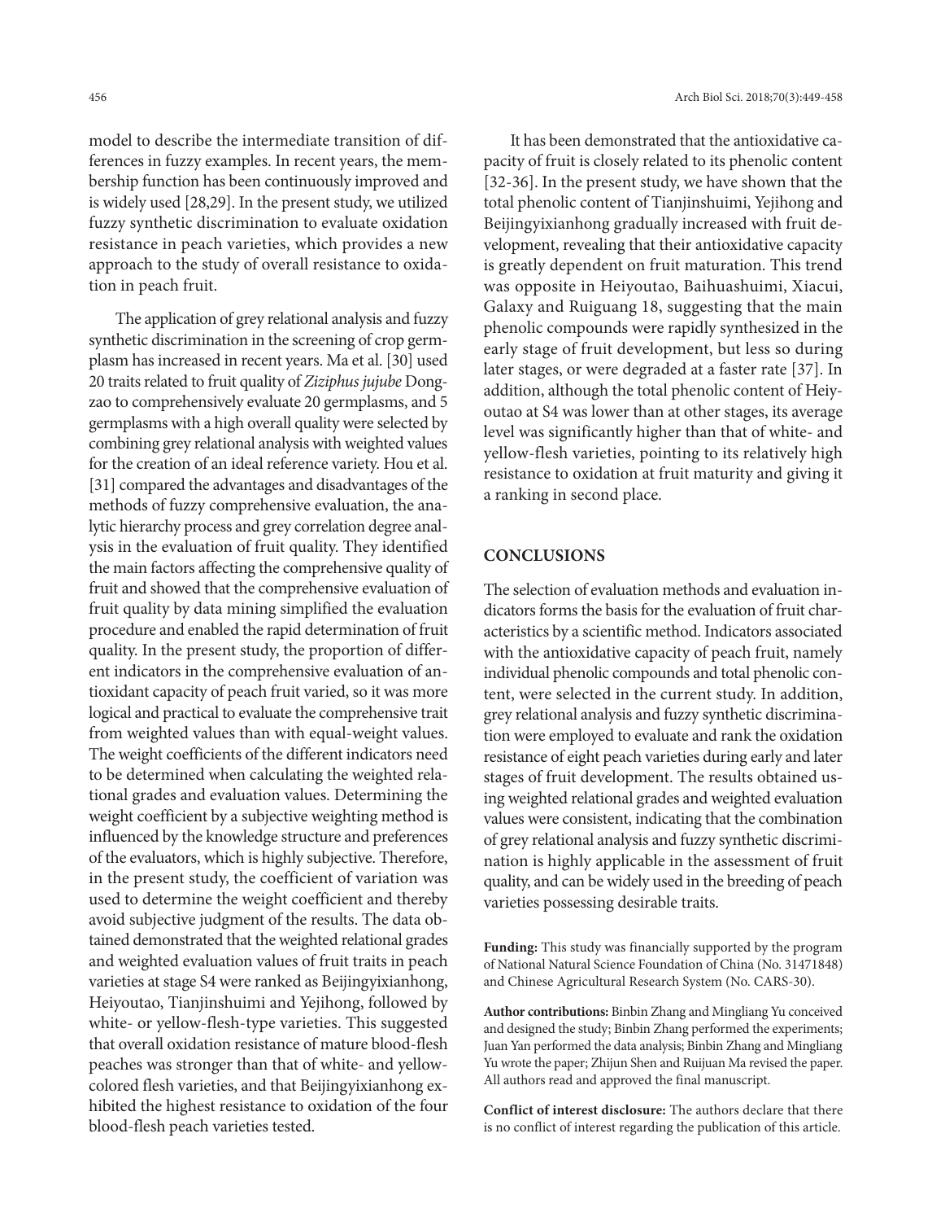model to describe the intermediate transition of differences in fuzzy examples. In recent years, the membership function has been continuously improved and is widely used [28,29]. In the present study, we utilized fuzzy synthetic discrimination to evaluate oxidation resistance in peach varieties, which provides a new approach to the study of overall resistance to oxidation in peach fruit.

The application of grey relational analysis and fuzzy synthetic discrimination in the screening of crop germplasm has increased in recent years. Ma et al. [30] used 20 traits related to fruit quality of *Ziziphus jujube* Dongzao to comprehensively evaluate 20 germplasms, and 5 germplasms with a high overall quality were selected by combining grey relational analysis with weighted values for the creation of an ideal reference variety. Hou et al. [31] compared the advantages and disadvantages of the methods of fuzzy comprehensive evaluation, the analytic hierarchy process and grey correlation degree analysis in the evaluation of fruit quality. They identified the main factors affecting the comprehensive quality of fruit and showed that the comprehensive evaluation of fruit quality by data mining simplified the evaluation procedure and enabled the rapid determination of fruit quality. In the present study, the proportion of different indicators in the comprehensive evaluation of antioxidant capacity of peach fruit varied, so it was more logical and practical to evaluate the comprehensive trait from weighted values than with equal-weight values. The weight coefficients of the different indicators need to be determined when calculating the weighted relational grades and evaluation values. Determining the weight coefficient by a subjective weighting method is influenced by the knowledge structure and preferences of the evaluators, which is highly subjective. Therefore, in the present study, the coefficient of variation was used to determine the weight coefficient and thereby avoid subjective judgment of the results. The data obtained demonstrated that the weighted relational grades and weighted evaluation values of fruit traits in peach varieties at stage S4 were ranked as Beijingyixianhong, Heiyoutao, Tianjinshuimi and Yejihong, followed by white- or yellow-flesh-type varieties. This suggested that overall oxidation resistance of mature blood-flesh peaches was stronger than that of white- and yellow-colored flesh varieties, and that Beijingyixianhong exhibited the highest resistance to oxidation of the four blood-flesh peach varieties tested.

It has been demonstrated that the antioxidative capacity of fruit is closely related to its phenolic content [32-36]. In the present study, we have shown that the total phenolic content of Tianjinshuimi, Yejihong and Beijingyixianhong gradually increased with fruit development, revealing that their antioxidative capacity is greatly dependent on fruit maturation. This trend was opposite in Heiyoutao, Baihuashuimi, Xiacui, Galaxy and Ruiguang 18, suggesting that the main phenolic compounds were rapidly synthesized in the early stage of fruit development, but less so during later stages, or were degraded at a faster rate [37]. In addition, although the total phenolic content of Heiyoutao at S4 was lower than at other stages, its average level was significantly higher than that of white- and yellow-flesh varieties, pointing to its relatively high resistance to oxidation at fruit maturity and giving it a ranking in second place.

## CONCLUSIONS

The selection of evaluation methods and evaluation indicators forms the basis for the evaluation of fruit characteristics by a scientific method. Indicators associated with the antioxidative capacity of peach fruit, namely individual phenolic compounds and total phenolic content, were selected in the current study. In addition, grey relational analysis and fuzzy synthetic discrimination were employed to evaluate and rank the oxidation resistance of eight peach varieties during early and later stages of fruit development. The results obtained using weighted relational grades and weighted evaluation values were consistent, indicating that the combination of grey relational analysis and fuzzy synthetic discrimination is highly applicable in the assessment of fruit quality, and can be widely used in the breeding of peach varieties possessing desirable traits.

**Funding:** This study was financially supported by the program of National Natural Science Foundation of China (No. 31471848) and Chinese Agricultural Research System (No. CARS-30).

**Author contributions:** Binbin Zhang and Mingliang Yu conceived and designed the study; Binbin Zhang performed the experiments; Juan Yan performed the data analysis; Binbin Zhang and Mingliang Yu wrote the paper; Zhijun Shen and Ruijuan Ma revised the paper. All authors read and approved the final manuscript.

**Conflict of interest disclosure:** The authors declare that there is no conflict of interest regarding the publication of this article.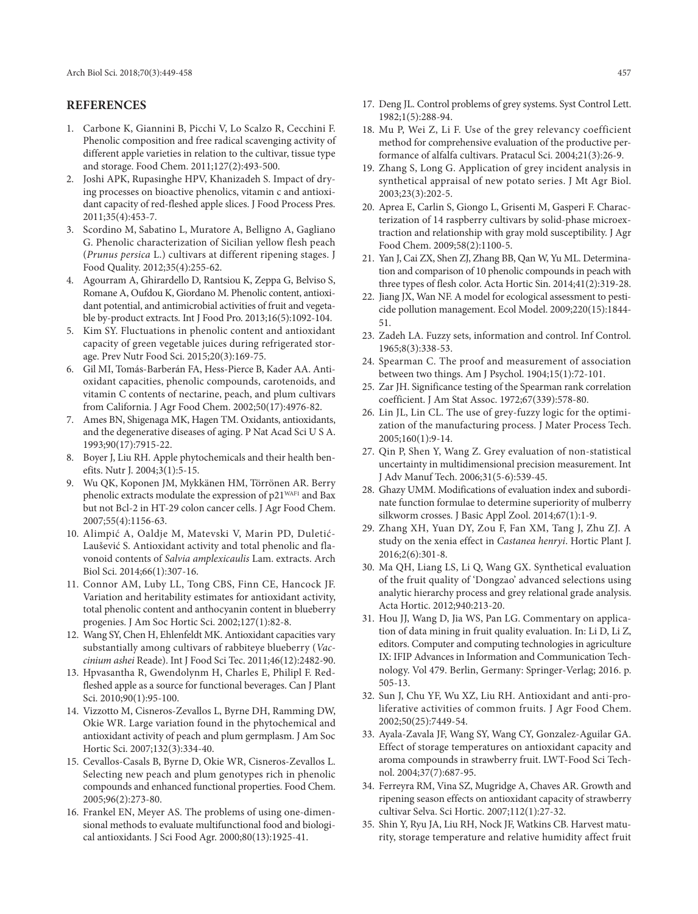## REFERENCES

1. Carbone K, Giannini B, Picchi V, Lo Scalzo R, Cecchini F. Phenolic composition and free radical scavenging activity of different apple varieties in relation to the cultivar, tissue type and storage. Food Chem. 2011;127(2):493-500.
2. Joshi APK, Rupasinghe HPV, Khanizadeh S. Impact of drying processes on bioactive phenolics, vitamin c and antioxidant capacity of red-fleshed apple slices. J Food Process Pres. 2011;35(4):453-7.
3. Scordino M, Sabatino L, Muratore A, Belligno A, Gagliano G. Phenolic characterization of Sicilian yellow flesh peach (*Prunus persica* L.) cultivars at different ripening stages. J Food Quality. 2012;35(4):255-62.
4. Agourram A, Ghirardello D, Rantsiou K, Zeppa G, Belviso S, Romane A, Oufdou K, Giordano M. Phenolic content, antioxidant potential, and antimicrobial activities of fruit and vegetable by-product extracts. Int J Food Pro. 2013;16(5):1092-104.
5. Kim SY. Fluctuations in phenolic content and antioxidant capacity of green vegetable juices during refrigerated storage. Prev Nutr Food Sci. 2015;20(3):169-75.
6. Gil MI, Tomás-Barberán FA, Hess-Pierce B, Kader AA. Antioxidant capacities, phenolic compounds, carotenoids, and vitamin C contents of nectarine, peach, and plum cultivars from California. J Agr Food Chem. 2002;50(17):4976-82.
7. Ames BN, Shigenaga MK, Hagen TM. Oxidants, antioxidants, and the degenerative diseases of aging. P Nat Acad Sci U S A. 1993;90(17):7915-22.
8. Boyer J, Liu RH. Apple phytochemicals and their health benefits. Nutr J. 2004;3(1):5-15.
9. Wu QK, Koponen JM, Mykkänen HM, Törrönen AR. Berry phenolic extracts modulate the expression of p21[WAF1] and Bax but not Bcl-2 in HT-29 colon cancer cells. J Agr Food Chem. 2007;55(4):1156-63.
10. Alimpić A, Oaldje M, Matevski V, Marin PD, Duletić-Lauševič S. Antioxidant activity and total phenolic and flavonoid contents of *Salvia amplexicaulis* Lam. extracts. Arch Biol Sci. 2014;66(1):307-16.
11. Connor AM, Luby LL, Tong CBS, Finn CE, Hancock JF. Variation and heritability estimates for antioxidant activity, total phenolic content and anthocyanin content in blueberry progenies. J Am Soc Hortic Sci. 2002;127(1):82-8.
12. Wang SY, Chen H, Ehlenfeldt MK. Antioxidant capacities vary substantially among cultivars of rabbiteye blueberry (*Vaccinium ashei* Reade). Int J Food Sci Tec. 2011;46(12):2482-90.
13. Hpvasantha R, Gwendolynm H, Charles E, Philipl F. Red-fleshed apple as a source for functional beverages. Can J Plant Sci. 2010;90(1):95-100.
14. Vizzotto M, Cisneros-Zevallos L, Byrne DH, Ramming DW, Okie WR. Large variation found in the phytochemical and antioxidant activity of peach and plum germplasm. J Am Soc Hortic Sci. 2007;132(3):334-40.
15. Cevallos-Casals B, Byrne D, Okie WR, Cisneros-Zevallos L. Selecting new peach and plum genotypes rich in phenolic compounds and enhanced functional properties. Food Chem. 2005;96(2):273-80.
16. Frankel EN, Meyer AS. The problems of using one-dimensional methods to evaluate multifunctional food and biological antioxidants. J Sci Food Agr. 2000;80(13):1925-41.
17. Deng JL. Control problems of grey systems. Syst Control Lett. 1982;1(5):288-94.
18. Mu P, Wei Z, Li F. Use of the grey relevancy coefficient method for comprehensive evaluation of the productive performance of alfalfa cultivars. Pratacul Sci. 2004;21(3):26-9.
19. Zhang S, Long G. Application of grey incident analysis in synthetical appraisal of new potato series. J Mt Agr Biol. 2003;23(3):202-5.
20. Aprea E, Carlin S, Giongo L, Grisenti M, Gasperi F. Characterization of 14 raspberry cultivars by solid-phase microextraction and relationship with gray mold susceptibility. J Agr Food Chem. 2009;58(2):1100-5.
21. Yan J, Cai ZX, Shen ZJ, Zhang BB, Qan W, Yu ML. Determination and comparison of 10 phenolic compounds in peach with three types of flesh color. Acta Hortic Sin. 2014;41(2):319-28.
22. Jiang JX, Wan NF. A model for ecological assessment to pesticide pollution management. Ecol Model. 2009;220(15):1844-51.
23. Zadeh LA. Fuzzy sets, information and control. Inf Control. 1965;8(3):338-53.
24. Spearman C. The proof and measurement of association between two things. Am J Psychol. 1904;15(1):72-101.
25. Zar JH. Significance testing of the Spearman rank correlation coefficient. J Am Stat Assoc. 1972;67(339):578-80.
26. Lin JL, Lin CL. The use of grey-fuzzy logic for the optimization of the manufacturing process. J Mater Process Tech. 2005;160(1):9-14.
27. Qin P, Shen Y, Wang Z. Grey evaluation of non-statistical uncertainty in multidimensional precision measurement. Int J Adv Manuf Tech. 2006;31(5-6):539-45.
28. Ghazy UMM. Modifications of evaluation index and subordinate function formulae to determine superiority of mulberry silkworm crosses. J Basic Appl Zool. 2014;67(1):1-9.
29. Zhang XH, Yuan DY, Zou F, Fan XM, Tang J, Zhu ZJ. A study on the xenia effect in *Castanea henryi*. Hortic Plant J. 2016;2(6):301-8.
30. Ma QH, Liang LS, Li Q, Wang GX. Synthetical evaluation of the fruit quality of 'Dongzao' advanced selections using analytic hierarchy process and grey relational grade analysis. Acta Hortic. 2012;940:213-20.
31. Hou JJ, Wang D, Jia WS, Pan LG. Commentary on application of data mining in fruit quality evaluation. In: Li D, Li Z, editors. Computer and computing technologies in agriculture IX: IFIP Advances in Information and Communication Technology. Vol 479. Berlin, Germany: Springer-Verlag; 2016. p. 505-13.
32. Sun J, Chu YF, Wu XZ, Liu RH. Antioxidant and anti-proliferative activities of common fruits. J Agr Food Chem. 2002;50(25):7449-54.
33. Ayala-Zavala JF, Wang SY, Wang CY, Gonzalez-Aguilar GA. Effect of storage temperatures on antioxidant capacity and aroma compounds in strawberry fruit. LWT-Food Sci Technol. 2004;37(7):687-95.
34. Ferreyra RM, Vina SZ, Mugridge A, Chaves AR. Growth and ripening season effects on antioxidant capacity of strawberry cultivar Selva. Sci Hortic. 2007;112(1):27-32.
35. Shin Y, Ryu JA, Liu RH, Nock JF, Watkins CB. Harvest maturity, storage temperature and relative humidity affect fruit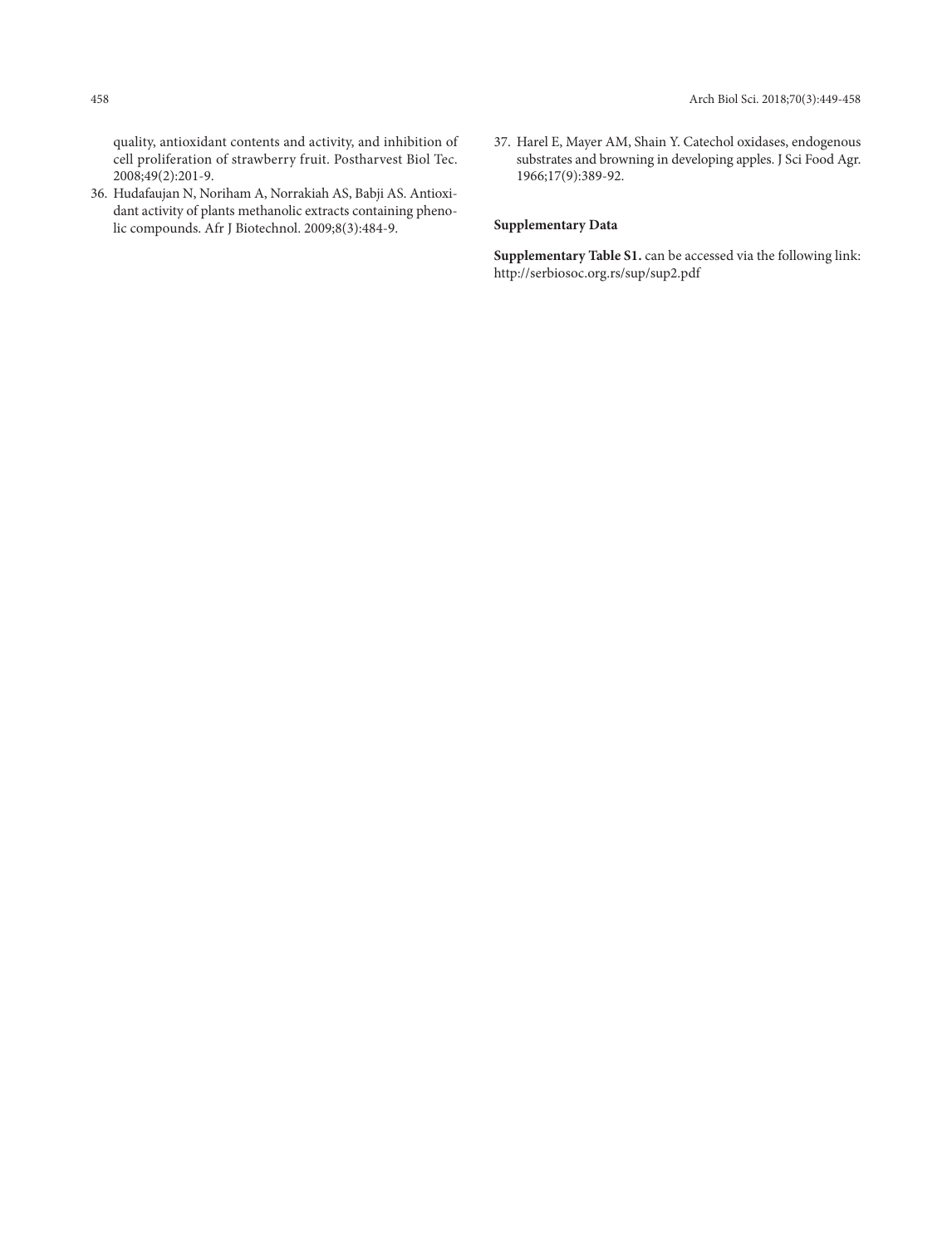quality, antioxidant contents and activity, and inhibition of cell proliferation of strawberry fruit. Postharvest Biol Tec. 2008;49(2):201-9.

36. Hudafaujan N, Noriham A, Norrakiah AS, Babji AS. Antioxidant activity of plants methanolic extracts containing phenolic compounds. Afr J Biotechnol. 2009;8(3):484-9.

37. Harel E, Mayer AM, Shain Y. Catechol oxidases, endogenous substrates and browning in developing apples. J Sci Food Agr. 1966;17(9):389-92.

## Supplementary Data

**Supplementary Table S1.** can be accessed via the following link: http://serbiosoc.org.rs/sup/sup2.pdf